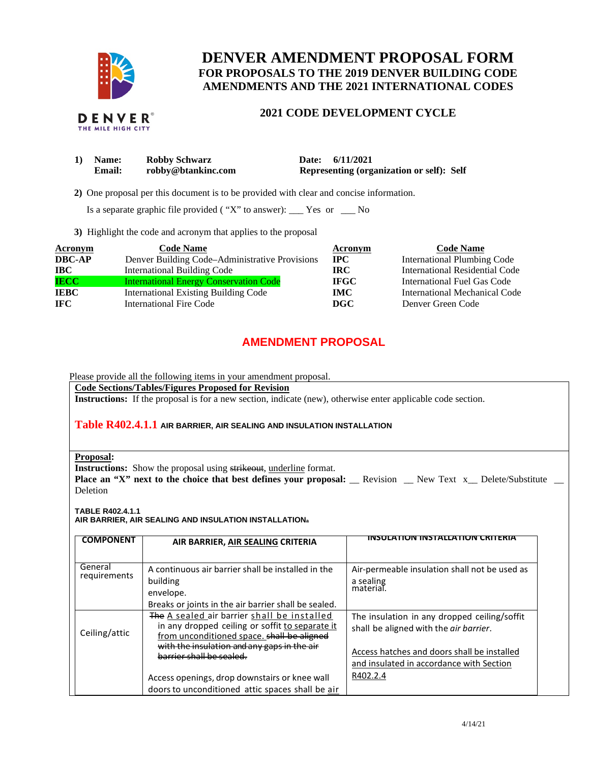# DENVER AMENDMENT PROPOSAL FORM

## FOR PROPOSALS TO THE 2019 DENVER BUILDING CODE AMENDMENTS AND THE 2021 INTERNATIONAL CODES

### 2021 CODE DEVELOPMENT CYCLE

**1) Name:** **Robby Schwarz** **Date:** **6/11/2021**
**Email:** **robby@btankinc.com** **Representing (organization or self): Self**

**2)** One proposal per this document is to be provided with clear and concise information.

Is a separate graphic file provided ( "X" to answer): ___ Yes or ___ No

**3)** Highlight the code and acronym that applies to the proposal

| Acronym | Code Name | Acronym | Code Name |
|---|---|---|---|
| **DBC-AP** | Denver Building Code–Administrative Provisions | **IPC** | International Plumbing Code |
| **IBC** | International Building Code | **IRC** | International Residential Code |
| **IECC** | International Energy Conservation Code | **IFGC** | International Fuel Gas Code |
| **IEBC** | International Existing Building Code | **IMC** | International Mechanical Code |
| **IFC** | International Fire Code | **DGC** | Denver Green Code |

## AMENDMENT PROPOSAL

Please provide all the following items in your amendment proposal.

**Code Sections/Tables/Figures Proposed for Revision**

**Instructions:** If the proposal is for a new section, indicate (new), otherwise enter applicable code section.

**Table R402.4.1.1** **AIR BARRIER, AIR SEALING AND INSULATION INSTALLATION**

**Proposal:**

**Instructions:** Show the proposal using ~~strikeout~~, <u>underline</u> format.

**Place an "X" next to the choice that best defines your proposal:** __ Revision __ New Text x__ Delete/Substitute __ Deletion

**TABLE R402.4.1.1**
**AIR BARRIER, AIR SEALING AND INSULATION INSTALLATION[a]**

| COMPONENT | AIR BARRIER, <u>AIR SEALING</u> CRITERIA | INSULATION INSTALLATION CRITERIA |
|---|---|---|
| General requirements | A continuous air barrier shall be installed in the building envelope. Breaks or joints in the air barrier shall be sealed. | Air-permeable insulation shall not be used as a sealing material. |
| Ceiling/attic | ~~The~~ <u>A sealed</u> air barrier <u>shall be installed</u> in any dropped ceiling or soffit <u>to separate it from unconditioned space.</u> ~~shall be aligned with the insulation and any gaps in the air barrier shall be sealed.~~ <br><br> Access openings, drop downstairs or knee wall doors to unconditioned attic spaces shall be <u>air</u> | The insulation in any dropped ceiling/soffit shall be aligned with the *air barrier*. <br><br> <u>Access hatches and doors shall be installed and insulated in accordance with Section R402.2.4</u> |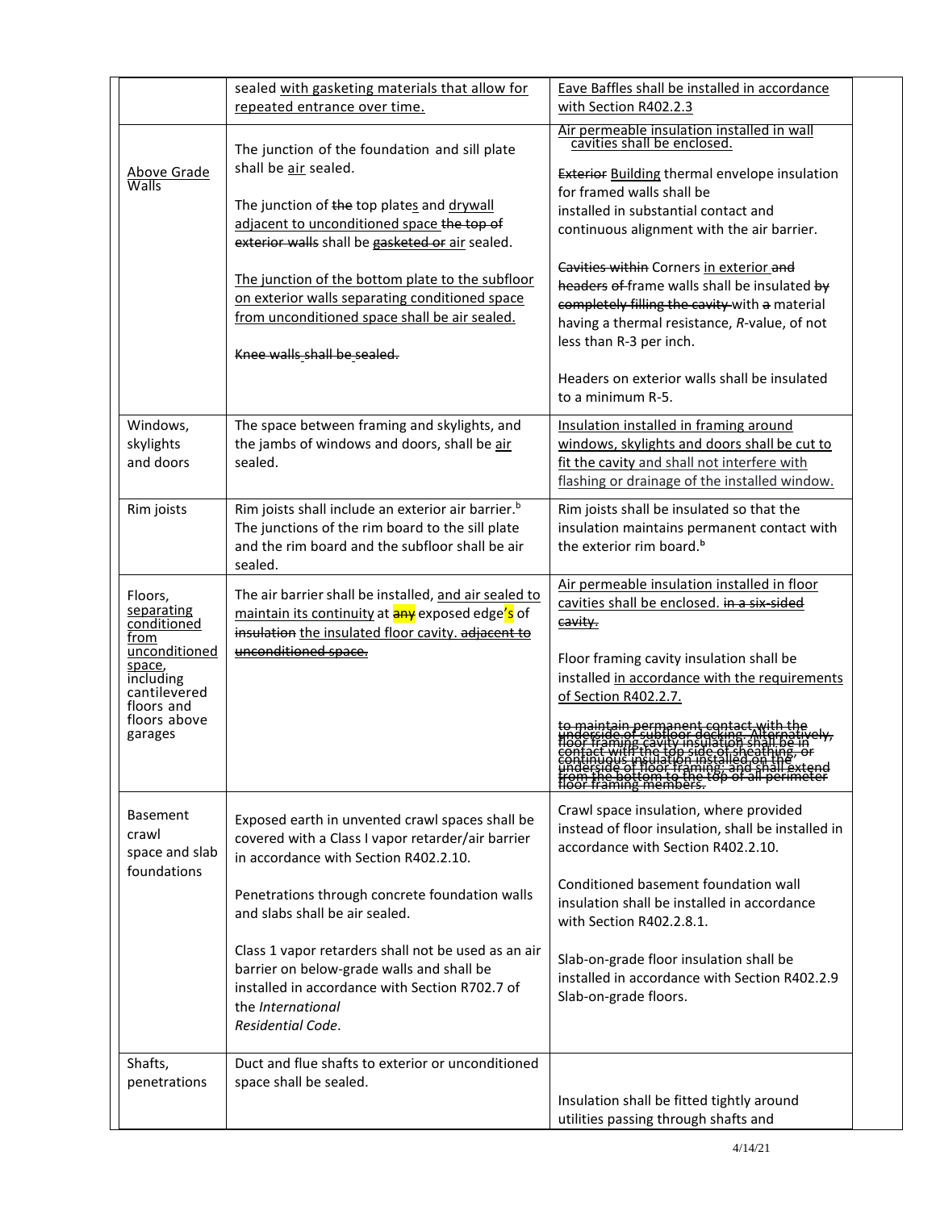| | | |
|---|---|---|
| | sealed with gasketing materials that allow for repeated entrance over time. | Eave Baffles shall be installed in accordance with Section R402.2.3 |
| Above Grade Walls | The junction of the foundation and sill plate shall be air sealed.<br><br>The junction of ~~the~~ top plates and drywall adjacent to unconditioned space ~~the top of exterior walls~~ shall be ~~gasketed or~~ air sealed.<br><br>The junction of the bottom plate to the subfloor on exterior walls separating conditioned space from unconditioned space shall be air sealed.<br><br>~~Knee walls shall be sealed.~~ | Air permeable insulation installed in wall cavities shall be enclosed.<br><br>~~Exterior~~ Building thermal envelope insulation for framed walls shall be installed in substantial contact and continuous alignment with the air barrier.<br><br>~~Cavities within~~ Corners in exterior ~~and headers of~~ frame walls shall be insulated ~~by completely filling the cavity~~ with ~~a~~ material having a thermal resistance, *R*-value, of not less than R-3 per inch.<br><br>Headers on exterior walls shall be insulated to a minimum R-5. |
| Windows, skylights and doors | The space between framing and skylights, and the jambs of windows and doors, shall be air sealed. | Insulation installed in framing around windows, skylights and doors shall be cut to fit the cavity and shall not interfere with flashing or drainage of the installed window. |
| Rim joists | Rim joists shall include an exterior air barrier.[b] The junctions of the rim board to the sill plate and the rim board and the subfloor shall be air sealed. | Rim joists shall be insulated so that the insulation maintains permanent contact with the exterior rim board.[b] |
| Floors, separating conditioned from unconditioned space, including cantilevered floors and floors above garages | The air barrier shall be installed, and air sealed to maintain its continuity at ~~any~~ exposed edge's of ~~insulation~~ the insulated floor cavity. ~~adjacent to unconditioned space.~~ | Air permeable insulation installed in floor cavities shall be enclosed. ~~in a six-sided cavity.~~<br><br>Floor framing cavity insulation shall be installed in accordance with the requirements of Section R402.2.7.<br><br>~~to maintain permanent contact with the underside of subfloor decking. Alternatively, floor framing cavity insulation shall be in contact with the top side of sheathing, or continuous insulation installed on the underside of floor framing; and shall extend from the bottom to the top of all perimeter floor framing members.~~ |
| Basement crawl space and slab foundations | Exposed earth in unvented crawl spaces shall be covered with a Class I vapor retarder/air barrier in accordance with Section R402.2.10.<br><br>Penetrations through concrete foundation walls and slabs shall be air sealed.<br><br>Class 1 vapor retarders shall not be used as an air barrier on below-grade walls and shall be installed in accordance with Section R702.7 of the *International Residential Code*. | Crawl space insulation, where provided instead of floor insulation, shall be installed in accordance with Section R402.2.10.<br><br>Conditioned basement foundation wall insulation shall be installed in accordance with Section R402.2.8.1.<br><br>Slab-on-grade floor insulation shall be installed in accordance with Section R402.2.9 Slab-on-grade floors. |
| Shafts, penetrations | Duct and flue shafts to exterior or unconditioned space shall be sealed. | Insulation shall be fitted tightly around utilities passing through shafts and |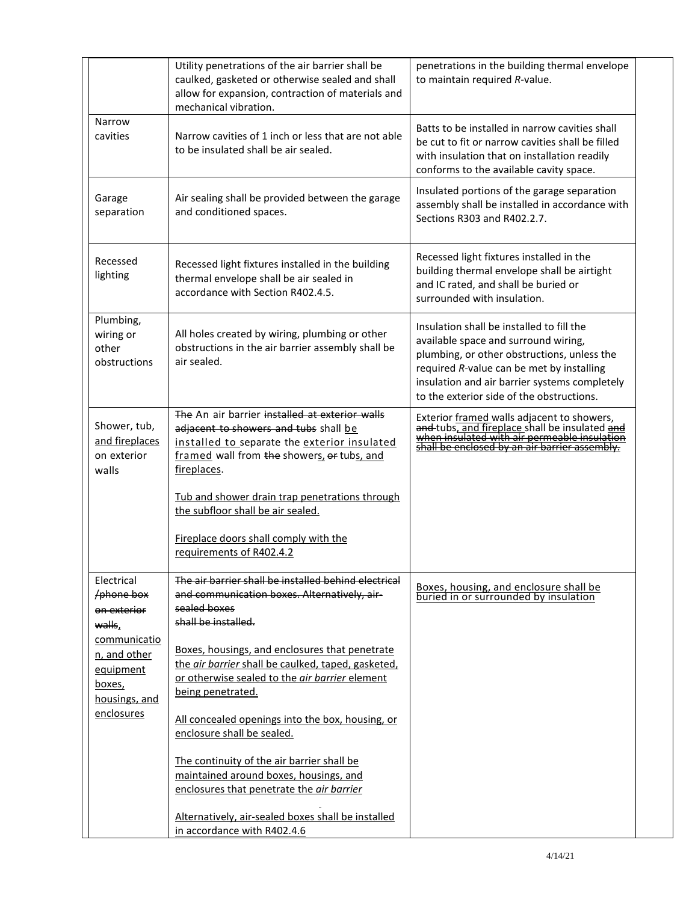| | | |
|---|---|---|
| | Utility penetrations of the air barrier shall be caulked, gasketed or otherwise sealed and shall allow for expansion, contraction of materials and mechanical vibration. | penetrations in the building thermal envelope to maintain required *R*-value. |
| Narrow cavities | Narrow cavities of 1 inch or less that are not able to be insulated shall be air sealed. | Batts to be installed in narrow cavities shall be cut to fit or narrow cavities shall be filled with insulation that on installation readily conforms to the available cavity space. |
| Garage separation | Air sealing shall be provided between the garage and conditioned spaces. | Insulated portions of the garage separation assembly shall be installed in accordance with Sections R303 and R402.2.7. |
| Recessed lighting | Recessed light fixtures installed in the building thermal envelope shall be air sealed in accordance with Section R402.4.5. | Recessed light fixtures installed in the building thermal envelope shall be airtight and IC rated, and shall be buried or surrounded with insulation. |
| Plumbing, wiring or other obstructions | All holes created by wiring, plumbing or other obstructions in the air barrier assembly shall be air sealed. | Insulation shall be installed to fill the available space and surround wiring, plumbing, or other obstructions, unless the required *R*-value can be met by installing insulation and air barrier systems completely to the exterior side of the obstructions. |
| Shower, tub, <u>and fireplaces</u> on exterior walls | ~~The~~ An air barrier ~~installed at exterior walls adjacent to showers and tubs~~ shall <u>be installed to</u> separate the <u>exterior insulated framed</u> wall from ~~the~~ shower<u>s</u>, ~~or~~ tub<u>s, and fireplaces</u>.<br><br><u>Tub and shower drain trap penetrations through the subfloor shall be air sealed.</u><br><br><u>Fireplace doors shall comply with the requirements of R402.4.2</u> | Exterior <u>framed</u> walls adjacent to showers, ~~and~~ tubs<u>, and fireplace</u> shall be insulated ~~and when insulated with air permeable insulation shall be enclosed by an air barrier assembly.~~ |
| Electrical ~~/phone box on exterior walls~~<u>, communication, and other equipment boxes, housings, and enclosures</u> | ~~The air barrier shall be installed behind electrical and communication boxes. Alternatively, air-sealed boxes shall be installed.~~<br><br><u>Boxes, housings, and enclosures that penetrate the *air barrier* shall be caulked, taped, gasketed, or otherwise sealed to the *air barrier* element being penetrated.</u><br><br><u>All concealed openings into the box, housing, or enclosure shall be sealed.</u><br><br><u>The continuity of the air barrier shall be maintained around boxes, housings, and enclosures that penetrate the *air barrier*</u><br><br><u>Alternatively, air-sealed boxes shall be installed in accordance with R402.4.6</u> | <u>Boxes, housing, and enclosure shall be buried in or surrounded by insulation</u> |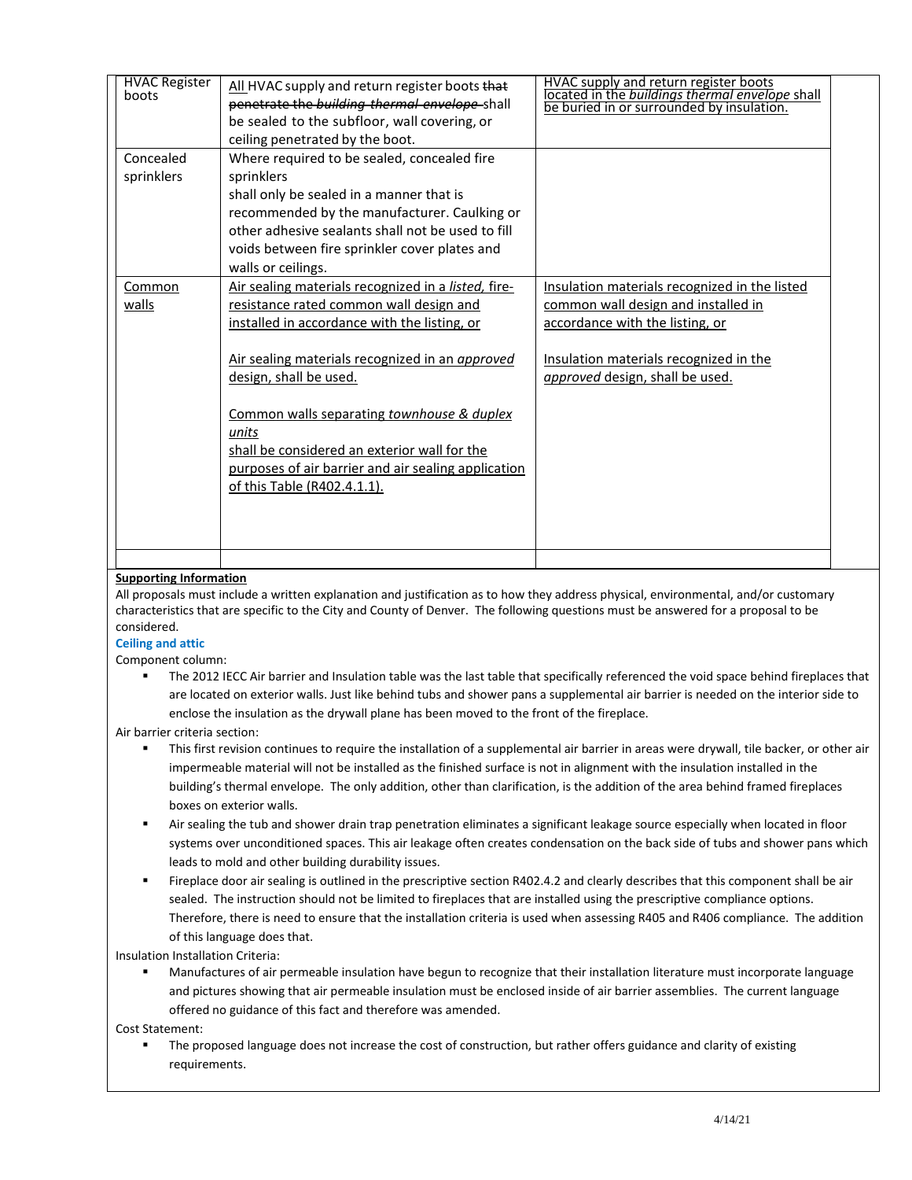| HVAC Register boots | All HVAC supply and return register boots ~~that penetrate the *building thermal envelope*~~ shall be sealed to the subfloor, wall covering, or ceiling penetrated by the boot. | HVAC supply and return register boots located in the *buildings thermal envelope* shall be buried in or surrounded by insulation. |
|---|---|---|
| Concealed sprinklers | Where required to be sealed, concealed fire sprinklers shall only be sealed in a manner that is recommended by the manufacturer. Caulking or other adhesive sealants shall not be used to fill voids between fire sprinkler cover plates and walls or ceilings. | |
| Common walls | Air sealing materials recognized in a *listed*, fire-resistance rated common wall design and installed in accordance with the listing, or<br><br>Air sealing materials recognized in an *approved* design, shall be used.<br><br>Common walls separating *townhouse & duplex units* shall be considered an exterior wall for the purposes of air barrier and air sealing application of this Table (R402.4.1.1). | Insulation materials recognized in the listed common wall design and installed in accordance with the listing, or<br><br>Insulation materials recognized in the *approved* design, shall be used. |
| | | |

**Supporting Information**

All proposals must include a written explanation and justification as to how they address physical, environmental, and/or customary characteristics that are specific to the City and County of Denver. The following questions must be answered for a proposal to be considered.

**Ceiling and attic**

Component column:

- The 2012 IECC Air barrier and Insulation table was the last table that specifically referenced the void space behind fireplaces that are located on exterior walls. Just like behind tubs and shower pans a supplemental air barrier is needed on the interior side to enclose the insulation as the drywall plane has been moved to the front of the fireplace.

Air barrier criteria section:

- This first revision continues to require the installation of a supplemental air barrier in areas were drywall, tile backer, or other air impermeable material will not be installed as the finished surface is not in alignment with the insulation installed in the building's thermal envelope. The only addition, other than clarification, is the addition of the area behind framed fireplaces boxes on exterior walls.
- Air sealing the tub and shower drain trap penetration eliminates a significant leakage source especially when located in floor systems over unconditioned spaces. This air leakage often creates condensation on the back side of tubs and shower pans which leads to mold and other building durability issues.
- Fireplace door air sealing is outlined in the prescriptive section R402.4.2 and clearly describes that this component shall be air sealed. The instruction should not be limited to fireplaces that are installed using the prescriptive compliance options. Therefore, there is need to ensure that the installation criteria is used when assessing R405 and R406 compliance. The addition of this language does that.

Insulation Installation Criteria:

- Manufactures of air permeable insulation have begun to recognize that their installation literature must incorporate language and pictures showing that air permeable insulation must be enclosed inside of air barrier assemblies. The current language offered no guidance of this fact and therefore was amended.

Cost Statement:

- The proposed language does not increase the cost of construction, but rather offers guidance and clarity of existing requirements.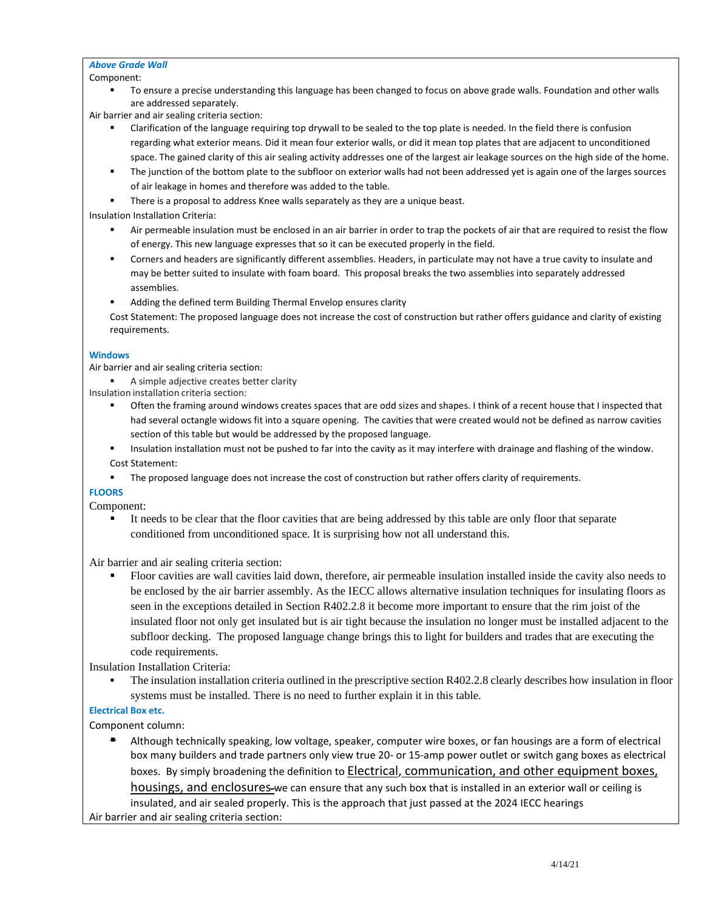***Above Grade Wall***

Component:

- To ensure a precise understanding this language has been changed to focus on above grade walls. Foundation and other walls are addressed separately.

Air barrier and air sealing criteria section:

- Clarification of the language requiring top drywall to be sealed to the top plate is needed. In the field there is confusion regarding what exterior means. Did it mean four exterior walls, or did it mean top plates that are adjacent to unconditioned space. The gained clarity of this air sealing activity addresses one of the largest air leakage sources on the high side of the home.
- The junction of the bottom plate to the subfloor on exterior walls had not been addressed yet is again one of the larges sources of air leakage in homes and therefore was added to the table.
- There is a proposal to address Knee walls separately as they are a unique beast.

Insulation Installation Criteria:

- Air permeable insulation must be enclosed in an air barrier in order to trap the pockets of air that are required to resist the flow of energy. This new language expresses that so it can be executed properly in the field.
- Corners and headers are significantly different assemblies. Headers, in particular may not have a true cavity to insulate and may be better suited to insulate with foam board. This proposal breaks the two assemblies into separately addressed assemblies.
- Adding the defined term Building Thermal Envelop ensures clarity

Cost Statement: The proposed language does not increase the cost of construction but rather offers guidance and clarity of existing requirements.

**Windows**

Air barrier and air sealing criteria section:

- A simple adjective creates better clarity

Insulation installation criteria section:

- Often the framing around windows creates spaces that are odd sizes and shapes. I think of a recent house that I inspected that had several octangle widows fit into a square opening. The cavities that were created would not be defined as narrow cavities section of this table but would be addressed by the proposed language.
- Insulation installation must not be pushed to far into the cavity as it may interfere with drainage and flashing of the window.

Cost Statement:

- The proposed language does not increase the cost of construction but rather offers clarity of requirements.

**FLOORS**

Component:

- It needs to be clear that the floor cavities that are being addressed by this table are only floor that separate conditioned from unconditioned space. It is surprising how not all understand this.

Air barrier and air sealing criteria section:

- Floor cavities are wall cavities laid down, therefore, air permeable insulation installed inside the cavity also needs to be enclosed by the air barrier assembly. As the IECC allows alternative insulation techniques for insulating floors as seen in the exceptions detailed in Section R402.2.8 it become more important to ensure that the rim joist of the insulated floor not only get insulated but is air tight because the insulation no longer must be installed adjacent to the subfloor decking. The proposed language change brings this to light for builders and trades that are executing the code requirements.

Insulation Installation Criteria:

- The insulation installation criteria outlined in the prescriptive section R402.2.8 clearly describes how insulation in floor systems must be installed. There is no need to further explain it in this table.

**Electrical Box etc.**

Component column:

- Although technically speaking, low voltage, speaker, computer wire boxes, or fan housings are a form of electrical box many builders and trade partners only view true 20- or 15-amp power outlet or switch gang boxes as electrical boxes. By simply broadening the definition to <u>Electrical, communication, and other equipment boxes, housings, and enclosures</u> we can ensure that any such box that is installed in an exterior wall or ceiling is insulated, and air sealed properly. This is the approach that just passed at the 2024 IECC hearings

Air barrier and air sealing criteria section: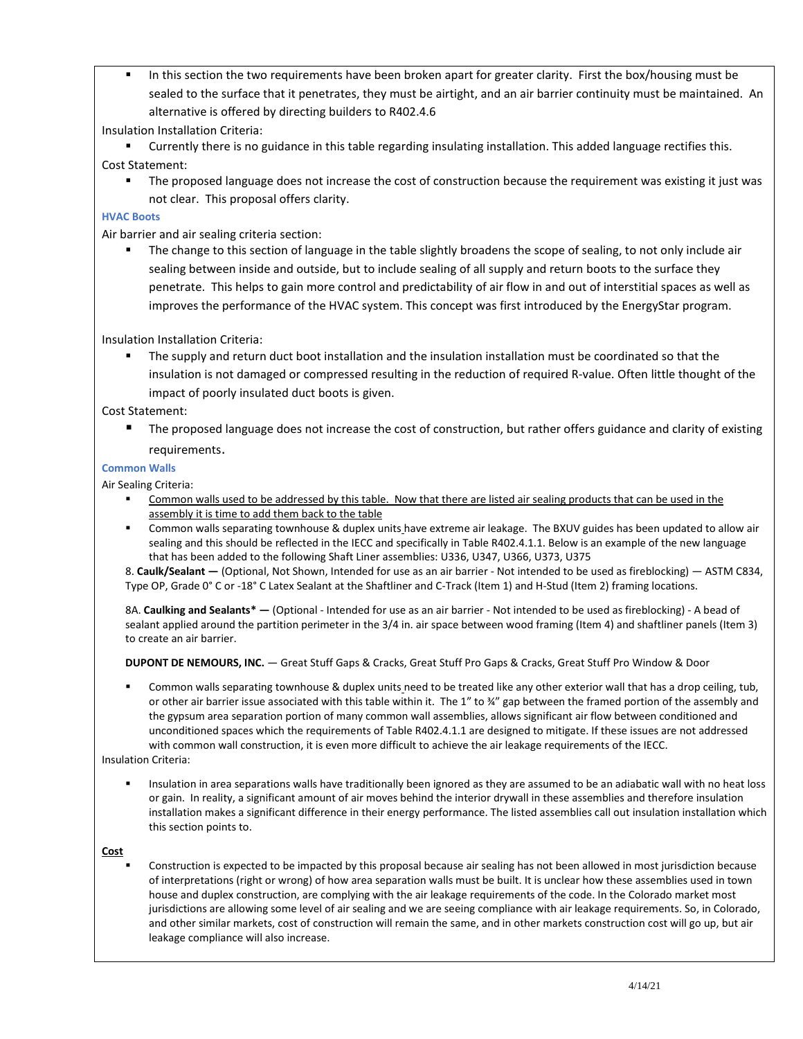- In this section the two requirements have been broken apart for greater clarity. First the box/housing must be sealed to the surface that it penetrates, they must be airtight, and an air barrier continuity must be maintained. An alternative is offered by directing builders to R402.4.6

Insulation Installation Criteria:

- Currently there is no guidance in this table regarding insulating installation. This added language rectifies this.

Cost Statement:

- The proposed language does not increase the cost of construction because the requirement was existing it just was not clear. This proposal offers clarity.

### HVAC Boots

Air barrier and air sealing criteria section:

- The change to this section of language in the table slightly broadens the scope of sealing, to not only include air sealing between inside and outside, but to include sealing of all supply and return boots to the surface they penetrate. This helps to gain more control and predictability of air flow in and out of interstitial spaces as well as improves the performance of the HVAC system. This concept was first introduced by the EnergyStar program.

Insulation Installation Criteria:

- The supply and return duct boot installation and the insulation installation must be coordinated so that the insulation is not damaged or compressed resulting in the reduction of required R-value. Often little thought of the impact of poorly insulated duct boots is given.

Cost Statement:

- The proposed language does not increase the cost of construction, but rather offers guidance and clarity of existing requirements.

### Common Walls

Air Sealing Criteria:

- <u>Common walls used to be addressed by this table. Now that there are listed air sealing products that can be used in the assembly it is time to add them back to the table</u>
- Common walls separating townhouse & duplex units have extreme air leakage. The BXUV guides has been updated to allow air sealing and this should be reflected in the IECC and specifically in Table R402.4.1.1. Below is an example of the new language that has been added to the following Shaft Liner assemblies: U336, U347, U366, U373, U375

8. **Caulk/Sealant —** (Optional, Not Shown, Intended for use as an air barrier - Not intended to be used as fireblocking) — ASTM C834, Type OP, Grade 0° C or -18° C Latex Sealant at the Shaftliner and C-Track (Item 1) and H-Stud (Item 2) framing locations.

8A. **Caulking and Sealants* —** (Optional - Intended for use as an air barrier - Not intended to be used as fireblocking) - A bead of sealant applied around the partition perimeter in the 3/4 in. air space between wood framing (Item 4) and shaftliner panels (Item 3) to create an air barrier.

**DUPONT DE NEMOURS, INC.** — Great Stuff Gaps & Cracks, Great Stuff Pro Gaps & Cracks, Great Stuff Pro Window & Door

- Common walls separating townhouse & duplex units need to be treated like any other exterior wall that has a drop ceiling, tub, or other air barrier issue associated with this table within it. The 1" to ¾" gap between the framed portion of the assembly and the gypsum area separation portion of many common wall assemblies, allows significant air flow between conditioned and unconditioned spaces which the requirements of Table R402.4.1.1 are designed to mitigate. If these issues are not addressed with common wall construction, it is even more difficult to achieve the air leakage requirements of the IECC.

Insulation Criteria:

- Insulation in area separations walls have traditionally been ignored as they are assumed to be an adiabatic wall with no heat loss or gain. In reality, a significant amount of air moves behind the interior drywall in these assemblies and therefore insulation installation makes a significant difference in their energy performance. The listed assemblies call out insulation installation which this section points to.

<u>**Cost**</u>

- Construction is expected to be impacted by this proposal because air sealing has not been allowed in most jurisdiction because of interpretations (right or wrong) of how area separation walls must be built. It is unclear how these assemblies used in town house and duplex construction, are complying with the air leakage requirements of the code. In the Colorado market most jurisdictions are allowing some level of air sealing and we are seeing compliance with air leakage requirements. So, in Colorado, and other similar markets, cost of construction will remain the same, and in other markets construction cost will go up, but air leakage compliance will also increase.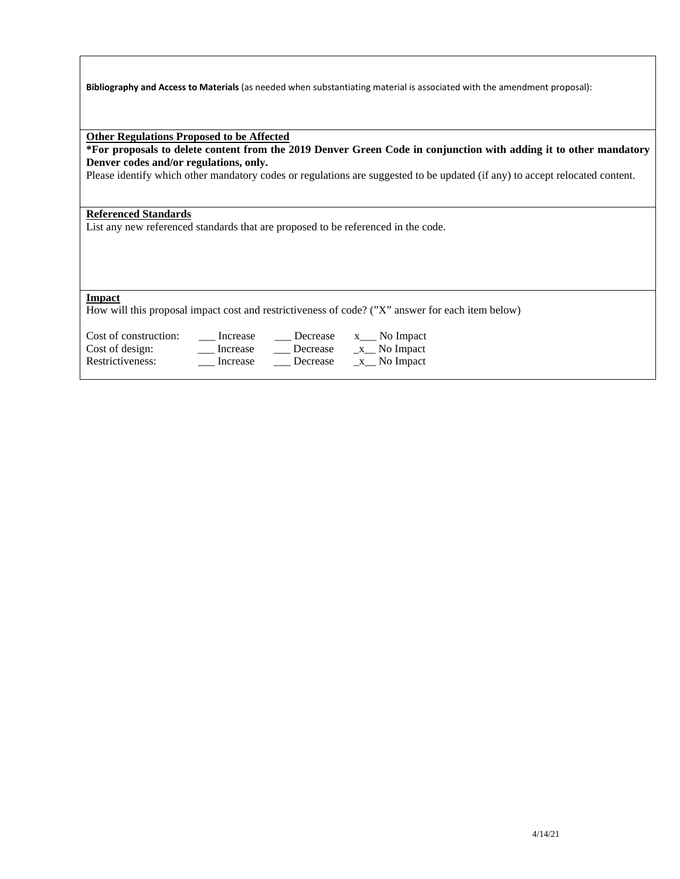**Bibliography and Access to Materials** (as needed when substantiating material is associated with the amendment proposal):

**Other Regulations Proposed to be Affected**

**\*For proposals to delete content from the 2019 Denver Green Code in conjunction with adding it to other mandatory Denver codes and/or regulations, only.**

Please identify which other mandatory codes or regulations are suggested to be updated (if any) to accept relocated content.

**Referenced Standards**

List any new referenced standards that are proposed to be referenced in the code.

**Impact**

How will this proposal impact cost and restrictiveness of code? ("X" answer for each item below)

| | | | |
|---|---|---|---|
| Cost of construction: | ___ Increase | ___ Decrease | x___ No Impact |
| Cost of design: | ___ Increase | ___ Decrease | _x__ No Impact |
| Restrictiveness: | ___ Increase | ___ Decrease | _x__ No Impact |